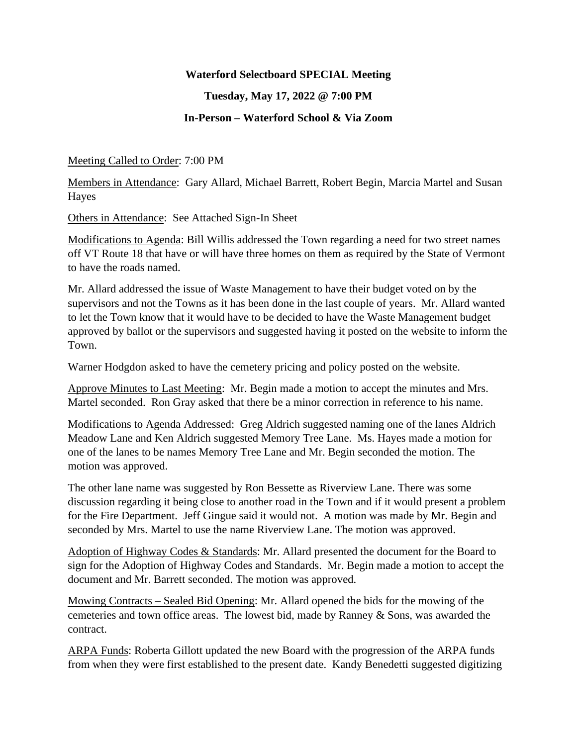**Waterford Selectboard SPECIAL Meeting**

**Tuesday, May 17, 2022 @ 7:00 PM**

**In-Person – Waterford School & Via Zoom**

Meeting Called to Order: 7:00 PM

Members in Attendance: Gary Allard, Michael Barrett, Robert Begin, Marcia Martel and Susan Hayes

Others in Attendance: See Attached Sign-In Sheet

Modifications to Agenda: Bill Willis addressed the Town regarding a need for two street names off VT Route 18 that have or will have three homes on them as required by the State of Vermont to have the roads named.

Mr. Allard addressed the issue of Waste Management to have their budget voted on by the supervisors and not the Towns as it has been done in the last couple of years. Mr. Allard wanted to let the Town know that it would have to be decided to have the Waste Management budget approved by ballot or the supervisors and suggested having it posted on the website to inform the Town.

Warner Hodgdon asked to have the cemetery pricing and policy posted on the website.

Approve Minutes to Last Meeting: Mr. Begin made a motion to accept the minutes and Mrs. Martel seconded. Ron Gray asked that there be a minor correction in reference to his name.

Modifications to Agenda Addressed: Greg Aldrich suggested naming one of the lanes Aldrich Meadow Lane and Ken Aldrich suggested Memory Tree Lane. Ms. Hayes made a motion for one of the lanes to be names Memory Tree Lane and Mr. Begin seconded the motion. The motion was approved.

The other lane name was suggested by Ron Bessette as Riverview Lane. There was some discussion regarding it being close to another road in the Town and if it would present a problem for the Fire Department. Jeff Gingue said it would not. A motion was made by Mr. Begin and seconded by Mrs. Martel to use the name Riverview Lane. The motion was approved.

Adoption of Highway Codes & Standards: Mr. Allard presented the document for the Board to sign for the Adoption of Highway Codes and Standards. Mr. Begin made a motion to accept the document and Mr. Barrett seconded. The motion was approved.

Mowing Contracts – Sealed Bid Opening: Mr. Allard opened the bids for the mowing of the cemeteries and town office areas. The lowest bid, made by Ranney & Sons, was awarded the contract.

ARPA Funds: Roberta Gillott updated the new Board with the progression of the ARPA funds from when they were first established to the present date. Kandy Benedetti suggested digitizing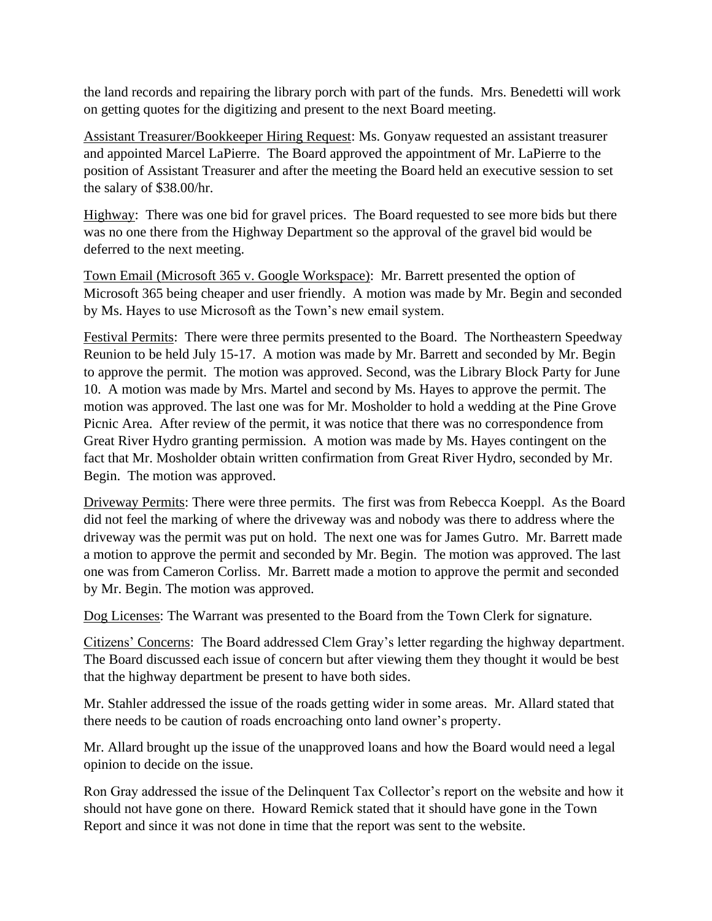the land records and repairing the library porch with part of the funds. Mrs. Benedetti will work on getting quotes for the digitizing and present to the next Board meeting.

Assistant Treasurer/Bookkeeper Hiring Request: Ms. Gonyaw requested an assistant treasurer and appointed Marcel LaPierre. The Board approved the appointment of Mr. LaPierre to the position of Assistant Treasurer and after the meeting the Board held an executive session to set the salary of $38.00/hr.

Highway: There was one bid for gravel prices. The Board requested to see more bids but there was no one there from the Highway Department so the approval of the gravel bid would be deferred to the next meeting.

Town Email (Microsoft 365 v. Google Workspace): Mr. Barrett presented the option of Microsoft 365 being cheaper and user friendly. A motion was made by Mr. Begin and seconded by Ms. Hayes to use Microsoft as the Town's new email system.

Festival Permits: There were three permits presented to the Board. The Northeastern Speedway Reunion to be held July 15-17. A motion was made by Mr. Barrett and seconded by Mr. Begin to approve the permit. The motion was approved. Second, was the Library Block Party for June 10. A motion was made by Mrs. Martel and second by Ms. Hayes to approve the permit. The motion was approved. The last one was for Mr. Mosholder to hold a wedding at the Pine Grove Picnic Area. After review of the permit, it was notice that there was no correspondence from Great River Hydro granting permission. A motion was made by Ms. Hayes contingent on the fact that Mr. Mosholder obtain written confirmation from Great River Hydro, seconded by Mr. Begin. The motion was approved.

Driveway Permits: There were three permits. The first was from Rebecca Koeppl. As the Board did not feel the marking of where the driveway was and nobody was there to address where the driveway was the permit was put on hold. The next one was for James Gutro. Mr. Barrett made a motion to approve the permit and seconded by Mr. Begin. The motion was approved. The last one was from Cameron Corliss. Mr. Barrett made a motion to approve the permit and seconded by Mr. Begin. The motion was approved.

Dog Licenses: The Warrant was presented to the Board from the Town Clerk for signature.

Citizens' Concerns: The Board addressed Clem Gray's letter regarding the highway department. The Board discussed each issue of concern but after viewing them they thought it would be best that the highway department be present to have both sides.

Mr. Stahler addressed the issue of the roads getting wider in some areas. Mr. Allard stated that there needs to be caution of roads encroaching onto land owner's property.

Mr. Allard brought up the issue of the unapproved loans and how the Board would need a legal opinion to decide on the issue.

Ron Gray addressed the issue of the Delinquent Tax Collector's report on the website and how it should not have gone on there. Howard Remick stated that it should have gone in the Town Report and since it was not done in time that the report was sent to the website.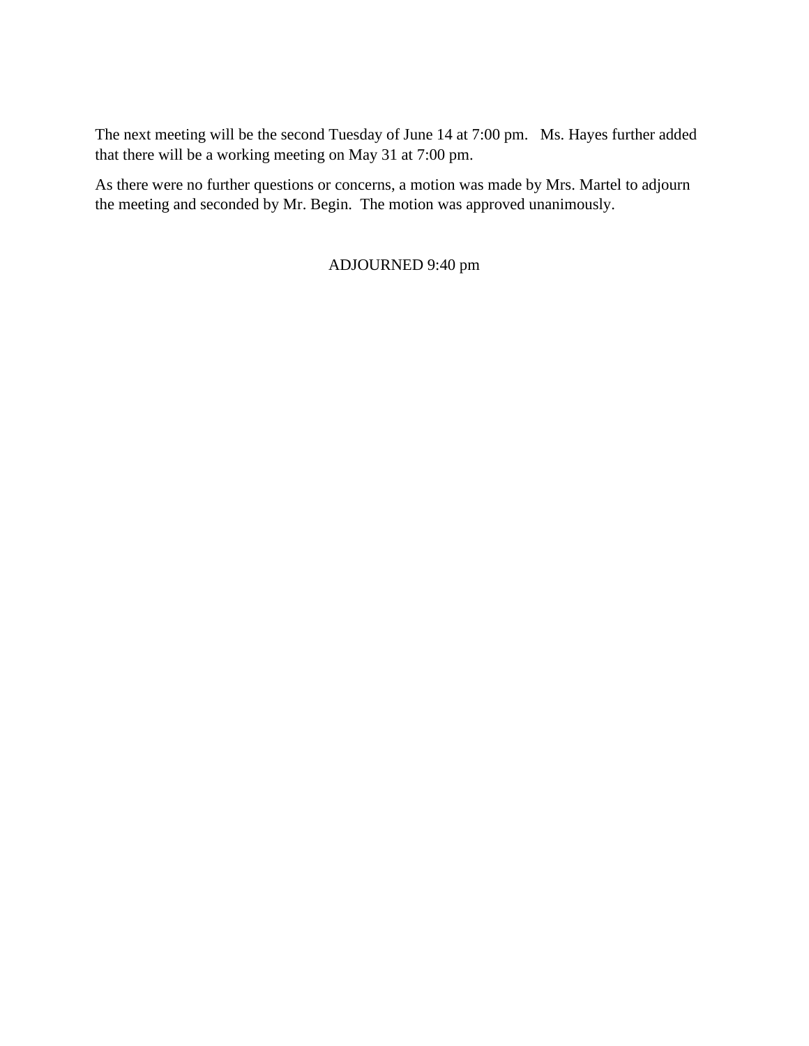The next meeting will be the second Tuesday of June 14 at 7:00 pm.   Ms. Hayes further added that there will be a working meeting on May 31 at 7:00 pm.

As there were no further questions or concerns, a motion was made by Mrs. Martel to adjourn the meeting and seconded by Mr. Begin.  The motion was approved unanimously.

ADJOURNED 9:40 pm